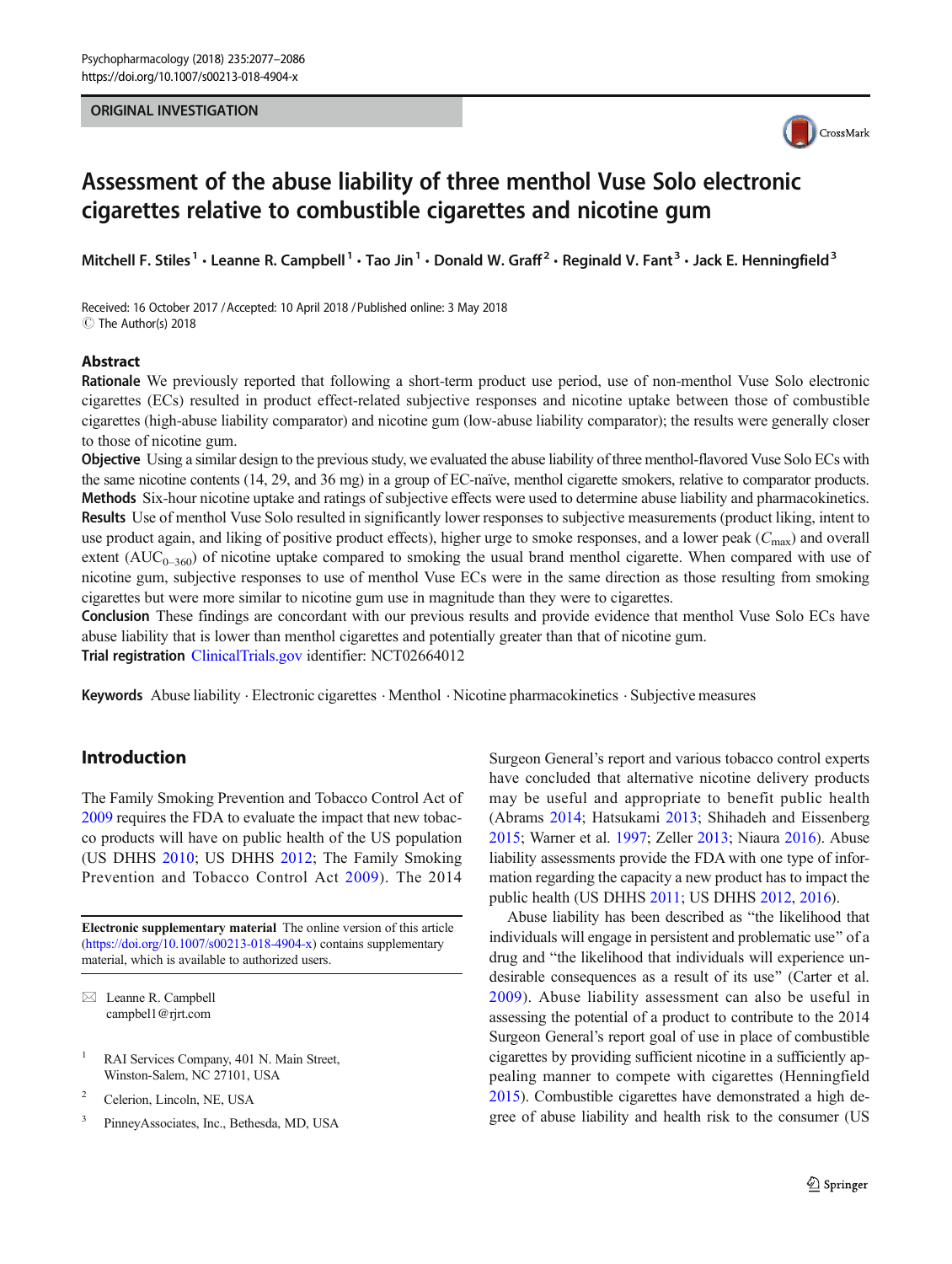ORIGINAL INVESTIGATION

# Assessment of the abuse liability of three menthol Vuse Solo electronic cigarettes relative to combustible cigarettes and nicotine gum

Mitchell F. Stiles[1] · Leanne R. Campbell[1] · Tao Jin[1] · Donald W. Graff[2] · Reginald V. Fant[3] · Jack E. Henningfield[3]

Received: 16 October 2017 / Accepted: 10 April 2018 / Published online: 3 May 2018
© The Author(s) 2018

## Abstract

**Rationale** We previously reported that following a short-term product use period, use of non-menthol Vuse Solo electronic cigarettes (ECs) resulted in product effect-related subjective responses and nicotine uptake between those of combustible cigarettes (high-abuse liability comparator) and nicotine gum (low-abuse liability comparator); the results were generally closer to those of nicotine gum.

**Objective** Using a similar design to the previous study, we evaluated the abuse liability of three menthol-flavored Vuse Solo ECs with the same nicotine contents (14, 29, and 36 mg) in a group of EC-naïve, menthol cigarette smokers, relative to comparator products.

**Methods** Six-hour nicotine uptake and ratings of subjective effects were used to determine abuse liability and pharmacokinetics.

**Results** Use of menthol Vuse Solo resulted in significantly lower responses to subjective measurements (product liking, intent to use product again, and liking of positive product effects), higher urge to smoke responses, and a lower peak ($C_{max}$) and overall extent ($AUC_{0-360}$) of nicotine uptake compared to smoking the usual brand menthol cigarette. When compared with use of nicotine gum, subjective responses to use of menthol Vuse ECs were in the same direction as those resulting from smoking cigarettes but were more similar to nicotine gum use in magnitude than they were to cigarettes.

**Conclusion** These findings are concordant with our previous results and provide evidence that menthol Vuse Solo ECs have abuse liability that is lower than menthol cigarettes and potentially greater than that of nicotine gum.

**Trial registration** ClinicalTrials.gov identifier: NCT02664012

**Keywords** Abuse liability · Electronic cigarettes · Menthol · Nicotine pharmacokinetics · Subjective measures

## Introduction

The Family Smoking Prevention and Tobacco Control Act of 2009 requires the FDA to evaluate the impact that new tobacco products will have on public health of the US population (US DHHS 2010; US DHHS 2012; The Family Smoking Prevention and Tobacco Control Act 2009). The 2014 Surgeon General's report and various tobacco control experts have concluded that alternative nicotine delivery products may be useful and appropriate to benefit public health (Abrams 2014; Hatsukami 2013; Shihadeh and Eissenberg 2015; Warner et al. 1997; Zeller 2013; Niaura 2016). Abuse liability assessments provide the FDA with one type of information regarding the capacity a new product has to impact the public health (US DHHS 2011; US DHHS 2012, 2016).

Abuse liability has been described as "the likelihood that individuals will engage in persistent and problematic use" of a drug and "the likelihood that individuals will experience undesirable consequences as a result of its use" (Carter et al. 2009). Abuse liability assessment can also be useful in assessing the potential of a product to contribute to the 2014 Surgeon General's report goal of use in place of combustible cigarettes by providing sufficient nicotine in a sufficiently appealing manner to compete with cigarettes (Henningfield 2015). Combustible cigarettes have demonstrated a high degree of abuse liability and health risk to the consumer (US

---

**Electronic supplementary material** The online version of this article (https://doi.org/10.1007/s00213-018-4904-x) contains supplementary material, which is available to authorized users.

✉ Leanne R. Campbell
campbel1@rjrt.com

[1] RAI Services Company, 401 N. Main Street, Winston-Salem, NC 27101, USA

[2] Celerion, Lincoln, NE, USA

[3] PinneyAssociates, Inc., Bethesda, MD, USA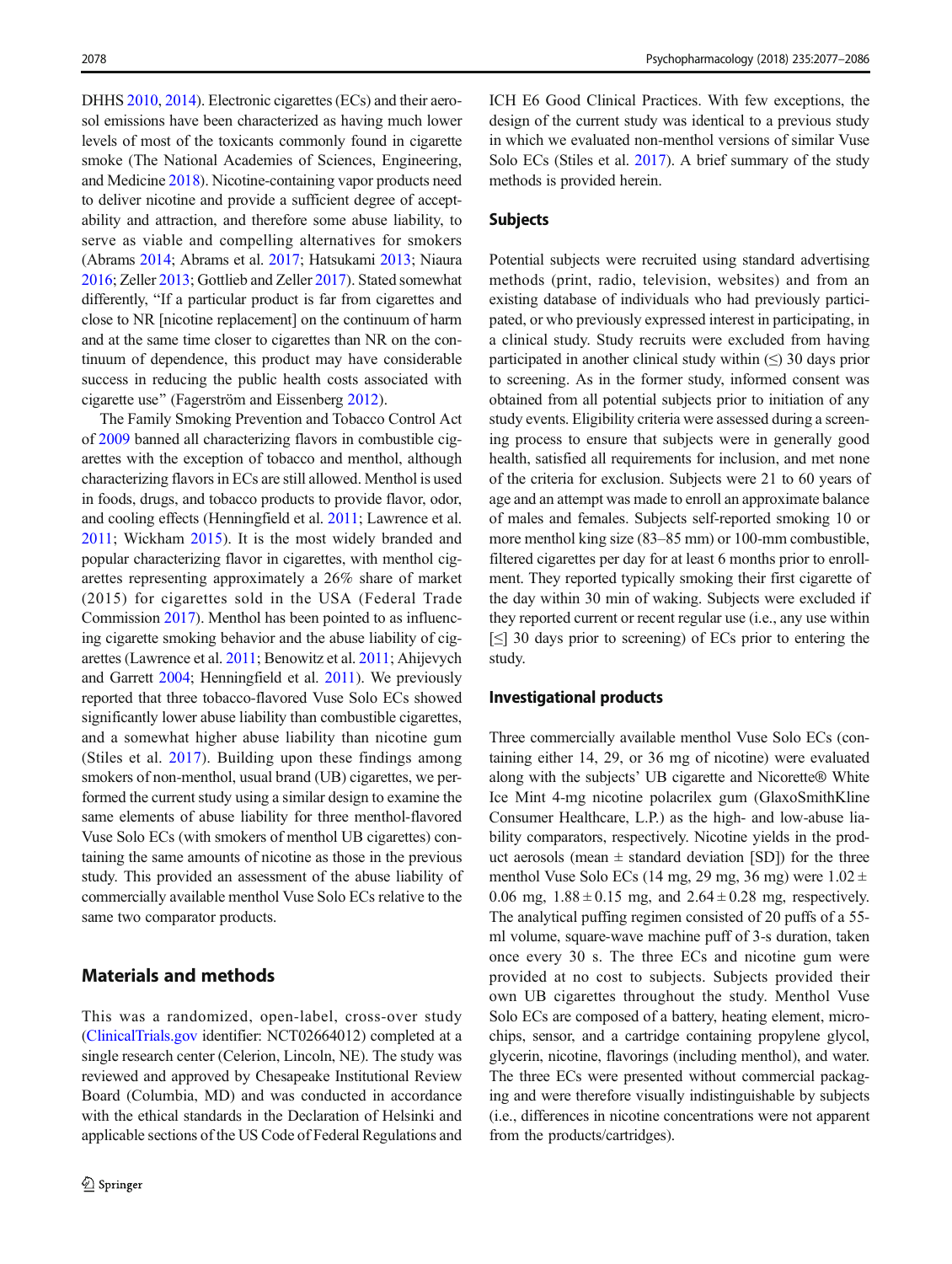DHHS 2010, 2014). Electronic cigarettes (ECs) and their aerosol emissions have been characterized as having much lower levels of most of the toxicants commonly found in cigarette smoke (The National Academies of Sciences, Engineering, and Medicine 2018). Nicotine-containing vapor products need to deliver nicotine and provide a sufficient degree of acceptability and attraction, and therefore some abuse liability, to serve as viable and compelling alternatives for smokers (Abrams 2014; Abrams et al. 2017; Hatsukami 2013; Niaura 2016; Zeller 2013; Gottlieb and Zeller 2017). Stated somewhat differently, "If a particular product is far from cigarettes and close to NR [nicotine replacement] on the continuum of harm and at the same time closer to cigarettes than NR on the continuum of dependence, this product may have considerable success in reducing the public health costs associated with cigarette use" (Fagerström and Eissenberg 2012).

The Family Smoking Prevention and Tobacco Control Act of 2009 banned all characterizing flavors in combustible cigarettes with the exception of tobacco and menthol, although characterizing flavors in ECs are still allowed. Menthol is used in foods, drugs, and tobacco products to provide flavor, odor, and cooling effects (Henningfield et al. 2011; Lawrence et al. 2011; Wickham 2015). It is the most widely branded and popular characterizing flavor in cigarettes, with menthol cigarettes representing approximately a 26% share of market (2015) for cigarettes sold in the USA (Federal Trade Commission 2017). Menthol has been pointed to as influencing cigarette smoking behavior and the abuse liability of cigarettes (Lawrence et al. 2011; Benowitz et al. 2011; Ahijevych and Garrett 2004; Henningfield et al. 2011). We previously reported that three tobacco-flavored Vuse Solo ECs showed significantly lower abuse liability than combustible cigarettes, and a somewhat higher abuse liability than nicotine gum (Stiles et al. 2017). Building upon these findings among smokers of non-menthol, usual brand (UB) cigarettes, we performed the current study using a similar design to examine the same elements of abuse liability for three menthol-flavored Vuse Solo ECs (with smokers of menthol UB cigarettes) containing the same amounts of nicotine as those in the previous study. This provided an assessment of the abuse liability of commercially available menthol Vuse Solo ECs relative to the same two comparator products.

## Materials and methods

This was a randomized, open-label, cross-over study (ClinicalTrials.gov identifier: NCT02664012) completed at a single research center (Celerion, Lincoln, NE). The study was reviewed and approved by Chesapeake Institutional Review Board (Columbia, MD) and was conducted in accordance with the ethical standards in the Declaration of Helsinki and applicable sections of the US Code of Federal Regulations and ICH E6 Good Clinical Practices. With few exceptions, the design of the current study was identical to a previous study in which we evaluated non-menthol versions of similar Vuse Solo ECs (Stiles et al. 2017). A brief summary of the study methods is provided herein.

### Subjects

Potential subjects were recruited using standard advertising methods (print, radio, television, websites) and from an existing database of individuals who had previously participated, or who previously expressed interest in participating, in a clinical study. Study recruits were excluded from having participated in another clinical study within (≤) 30 days prior to screening. As in the former study, informed consent was obtained from all potential subjects prior to initiation of any study events. Eligibility criteria were assessed during a screening process to ensure that subjects were in generally good health, satisfied all requirements for inclusion, and met none of the criteria for exclusion. Subjects were 21 to 60 years of age and an attempt was made to enroll an approximate balance of males and females. Subjects self-reported smoking 10 or more menthol king size (83–85 mm) or 100-mm combustible, filtered cigarettes per day for at least 6 months prior to enrollment. They reported typically smoking their first cigarette of the day within 30 min of waking. Subjects were excluded if they reported current or recent regular use (i.e., any use within [≤] 30 days prior to screening) of ECs prior to entering the study.

### Investigational products

Three commercially available menthol Vuse Solo ECs (containing either 14, 29, or 36 mg of nicotine) were evaluated along with the subjects' UB cigarette and Nicorette® White Ice Mint 4-mg nicotine polacrilex gum (GlaxoSmithKline Consumer Healthcare, L.P.) as the high- and low-abuse liability comparators, respectively. Nicotine yields in the product aerosols (mean ± standard deviation [SD]) for the three menthol Vuse Solo ECs (14 mg, 29 mg, 36 mg) were 1.02 ± 0.06 mg, 1.88 ± 0.15 mg, and 2.64 ± 0.28 mg, respectively. The analytical puffing regimen consisted of 20 puffs of a 55-ml volume, square-wave machine puff of 3-s duration, taken once every 30 s. The three ECs and nicotine gum were provided at no cost to subjects. Subjects provided their own UB cigarettes throughout the study. Menthol Vuse Solo ECs are composed of a battery, heating element, microchips, sensor, and a cartridge containing propylene glycol, glycerin, nicotine, flavorings (including menthol), and water. The three ECs were presented without commercial packaging and were therefore visually indistinguishable by subjects (i.e., differences in nicotine concentrations were not apparent from the products/cartridges).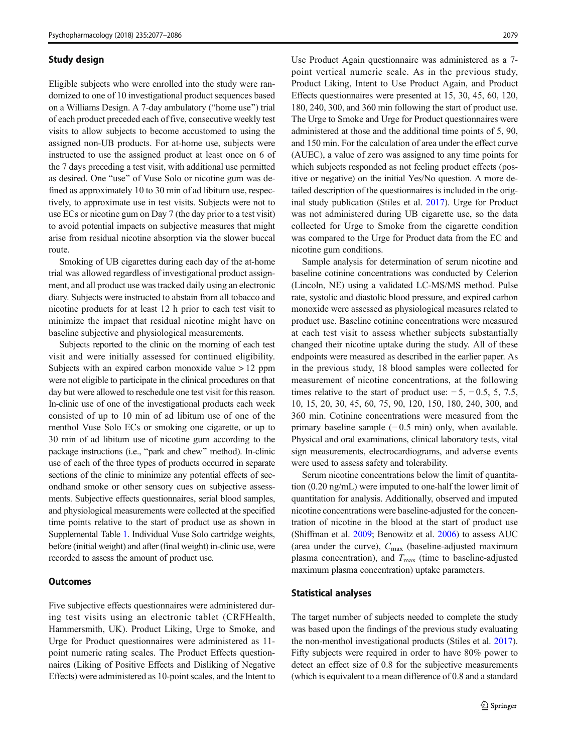## Study design

Eligible subjects who were enrolled into the study were randomized to one of 10 investigational product sequences based on a Williams Design. A 7-day ambulatory ("home use") trial of each product preceded each of five, consecutive weekly test visits to allow subjects to become accustomed to using the assigned non-UB products. For at-home use, subjects were instructed to use the assigned product at least once on 6 of the 7 days preceding a test visit, with additional use permitted as desired. One "use" of Vuse Solo or nicotine gum was defined as approximately 10 to 30 min of ad libitum use, respectively, to approximate use in test visits. Subjects were not to use ECs or nicotine gum on Day 7 (the day prior to a test visit) to avoid potential impacts on subjective measures that might arise from residual nicotine absorption via the slower buccal route.

Smoking of UB cigarettes during each day of the at-home trial was allowed regardless of investigational product assignment, and all product use was tracked daily using an electronic diary. Subjects were instructed to abstain from all tobacco and nicotine products for at least 12 h prior to each test visit to minimize the impact that residual nicotine might have on baseline subjective and physiological measurements.

Subjects reported to the clinic on the morning of each test visit and were initially assessed for continued eligibility. Subjects with an expired carbon monoxide value > 12 ppm were not eligible to participate in the clinical procedures on that day but were allowed to reschedule one test visit for this reason. In-clinic use of one of the investigational products each week consisted of up to 10 min of ad libitum use of one of the menthol Vuse Solo ECs or smoking one cigarette, or up to 30 min of ad libitum use of nicotine gum according to the package instructions (i.e., "park and chew" method). In-clinic use of each of the three types of products occurred in separate sections of the clinic to minimize any potential effects of secondhand smoke or other sensory cues on subjective assessments. Subjective effects questionnaires, serial blood samples, and physiological measurements were collected at the specified time points relative to the start of product use as shown in Supplemental Table 1. Individual Vuse Solo cartridge weights, before (initial weight) and after (final weight) in-clinic use, were recorded to assess the amount of product use.

## Outcomes

Five subjective effects questionnaires were administered during test visits using an electronic tablet (CRFHealth, Hammersmith, UK). Product Liking, Urge to Smoke, and Urge for Product questionnaires were administered as 11-point numeric rating scales. The Product Effects questionnaires (Liking of Positive Effects and Disliking of Negative Effects) were administered as 10-point scales, and the Intent to Use Product Again questionnaire was administered as a 7-point vertical numeric scale. As in the previous study, Product Liking, Intent to Use Product Again, and Product Effects questionnaires were presented at 15, 30, 45, 60, 120, 180, 240, 300, and 360 min following the start of product use. The Urge to Smoke and Urge for Product questionnaires were administered at those and the additional time points of 5, 90, and 150 min. For the calculation of area under the effect curve (AUEC), a value of zero was assigned to any time points for which subjects responded as not feeling product effects (positive or negative) on the initial Yes/No question. A more detailed description of the questionnaires is included in the original study publication (Stiles et al. 2017). Urge for Product was not administered during UB cigarette use, so the data collected for Urge to Smoke from the cigarette condition was compared to the Urge for Product data from the EC and nicotine gum conditions.

Sample analysis for determination of serum nicotine and baseline cotinine concentrations was conducted by Celerion (Lincoln, NE) using a validated LC-MS/MS method. Pulse rate, systolic and diastolic blood pressure, and expired carbon monoxide were assessed as physiological measures related to product use. Baseline cotinine concentrations were measured at each test visit to assess whether subjects substantially changed their nicotine uptake during the study. All of these endpoints were measured as described in the earlier paper. As in the previous study, 18 blood samples were collected for measurement of nicotine concentrations, at the following times relative to the start of product use: − 5, − 0.5, 5, 7.5, 10, 15, 20, 30, 45, 60, 75, 90, 120, 150, 180, 240, 300, and 360 min. Cotinine concentrations were measured from the primary baseline sample (− 0.5 min) only, when available. Physical and oral examinations, clinical laboratory tests, vital sign measurements, electrocardiograms, and adverse events were used to assess safety and tolerability.

Serum nicotine concentrations below the limit of quantitation (0.20 ng/mL) were imputed to one-half the lower limit of quantitation for analysis. Additionally, observed and imputed nicotine concentrations were baseline-adjusted for the concentration of nicotine in the blood at the start of product use (Shiffman et al. 2009; Benowitz et al. 2006) to assess AUC (area under the curve), $C_{max}$ (baseline-adjusted maximum plasma concentration), and $T_{max}$ (time to baseline-adjusted maximum plasma concentration) uptake parameters.

## Statistical analyses

The target number of subjects needed to complete the study was based upon the findings of the previous study evaluating the non-menthol investigational products (Stiles et al. 2017). Fifty subjects were required in order to have 80% power to detect an effect size of 0.8 for the subjective measurements (which is equivalent to a mean difference of 0.8 and a standard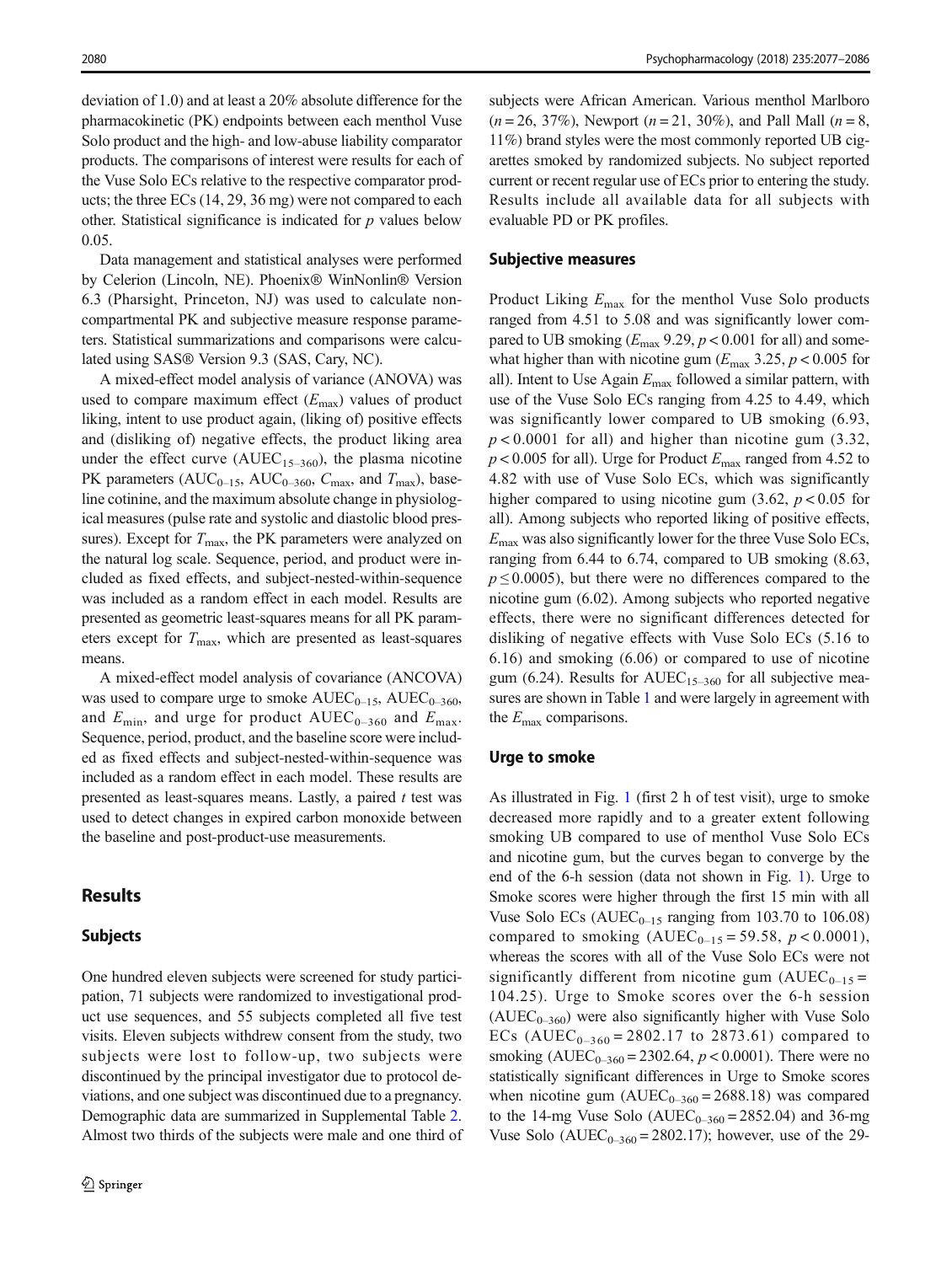deviation of 1.0) and at least a 20% absolute difference for the pharmacokinetic (PK) endpoints between each menthol Vuse Solo product and the high- and low-abuse liability comparator products. The comparisons of interest were results for each of the Vuse Solo ECs relative to the respective comparator products; the three ECs (14, 29, 36 mg) were not compared to each other. Statistical significance is indicated for $p$ values below 0.05.

Data management and statistical analyses were performed by Celerion (Lincoln, NE). Phoenix® WinNonlin® Version 6.3 (Pharsight, Princeton, NJ) was used to calculate non-compartmental PK and subjective measure response parameters. Statistical summarizations and comparisons were calculated using SAS® Version 9.3 (SAS, Cary, NC).

A mixed-effect model analysis of variance (ANOVA) was used to compare maximum effect ($E_{max}$) values of product liking, intent to use product again, (liking of) positive effects and (disliking of) negative effects, the product liking area under the effect curve ($AUEC_{15–360}$), the plasma nicotine PK parameters ($AUC_{0–15}$, $AUC_{0–360}$, $C_{max}$, and $T_{max}$), baseline cotinine, and the maximum absolute change in physiological measures (pulse rate and systolic and diastolic blood pressures). Except for $T_{max}$, the PK parameters were analyzed on the natural log scale. Sequence, period, and product were included as fixed effects, and subject-nested-within-sequence was included as a random effect in each model. Results are presented as geometric least-squares means for all PK parameters except for $T_{max}$, which are presented as least-squares means.

A mixed-effect model analysis of covariance (ANCOVA) was used to compare urge to smoke $AUEC_{0–15}$, $AUEC_{0–360}$, and $E_{min}$, and urge for product $AUEC_{0–360}$ and $E_{max}$. Sequence, period, product, and the baseline score were included as fixed effects, and subject-nested-within-sequence was included as a random effect in each model. These results are presented as least-squares means. Lastly, a paired $t$ test was used to detect changes in expired carbon monoxide between the baseline and post-product-use measurements.

## Results

### Subjects

One hundred eleven subjects were screened for study participation, 71 subjects were randomized to investigational product use sequences, and 55 subjects completed all five test visits. Eleven subjects withdrew consent from the study, two subjects were lost to follow-up, two subjects were discontinued by the principal investigator due to protocol deviations, and one subject was discontinued due to a pregnancy. Demographic data are summarized in Supplemental Table 2. Almost two thirds of the subjects were male and one third of subjects were African American. Various menthol Marlboro ($n = 26$, 37%), Newport ($n = 21$, 30%), and Pall Mall ($n = 8$, 11%) brand styles were the most commonly reported UB cigarettes smoked by randomized subjects. No subject reported current or recent regular use of ECs prior to entering the study. Results include all available data for all subjects with evaluable PD or PK profiles.

### Subjective measures

Product Liking $E_{max}$ for the menthol Vuse Solo products ranged from 4.51 to 5.08 and was significantly lower compared to UB smoking ($E_{max}$ 9.29, $p < 0.001$ for all) and somewhat higher than with nicotine gum ($E_{max}$ 3.25, $p < 0.005$ for all). Intent to Use Again $E_{max}$ followed a similar pattern, with use of the Vuse Solo ECs ranging from 4.25 to 4.49, which was significantly lower compared to UB smoking (6.93, $p < 0.0001$ for all) and higher than nicotine gum (3.32, $p < 0.005$ for all). Urge for Product $E_{max}$ ranged from 4.52 to 4.82 with use of Vuse Solo ECs, which was significantly higher compared to using nicotine gum (3.62, $p < 0.05$ for all). Among subjects who reported liking of positive effects, $E_{max}$ was also significantly lower for the three Vuse Solo ECs, ranging from 6.44 to 6.74, compared to UB smoking (8.63, $p \leq 0.0005$), but there were no differences compared to the nicotine gum (6.02). Among subjects who reported negative effects, there were no significant differences detected for disliking of negative effects with Vuse Solo ECs (5.16 to 6.16) and smoking (6.06) or compared to use of nicotine gum (6.24). Results for $AUEC_{15–360}$ for all subjective measures are shown in Table 1 and were largely in agreement with the $E_{max}$ comparisons.

### Urge to smoke

As illustrated in Fig. 1 (first 2 h of test visit), urge to smoke decreased more rapidly and to a greater extent following smoking UB compared to use of menthol Vuse Solo ECs and nicotine gum, but the curves began to converge by the end of the 6-h session (data not shown in Fig. 1). Urge to Smoke scores were higher through the first 15 min with all Vuse Solo ECs ($AUEC_{0–15}$ ranging from 103.70 to 106.08) compared to smoking ($AUEC_{0–15} = 59.58$, $p < 0.0001$), whereas the scores with all of the Vuse Solo ECs were not significantly different from nicotine gum ($AUEC_{0–15} = 104.25$). Urge to Smoke scores over the 6-h session ($AUEC_{0–360}$) were also significantly higher with Vuse Solo ECs ($AUEC_{0–360} = 2802.17$ to 2873.61) compared to smoking ($AUEC_{0–360} = 2302.64$, $p < 0.0001$). There were no statistically significant differences in Urge to Smoke scores when nicotine gum ($AUEC_{0–360} = 2688.18$) was compared to the 14-mg Vuse Solo ($AUEC_{0–360} = 2852.04$) and 36-mg Vuse Solo ($AUEC_{0–360} = 2802.17$); however, use of the 29-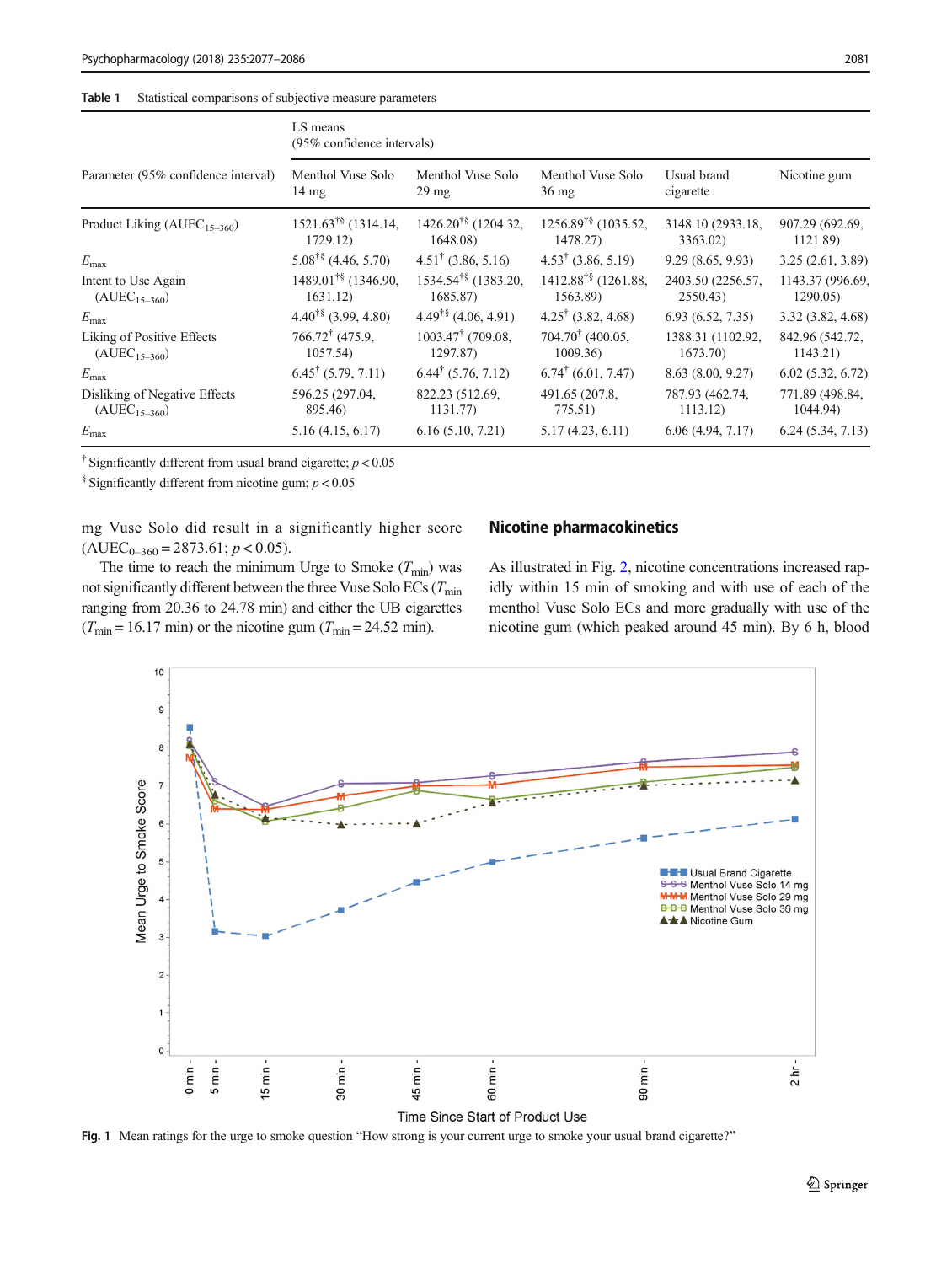**Table 1** Statistical comparisons of subjective measure parameters

| Parameter (95% confidence interval) | LS means (95% confidence intervals) | | | | |
|---|---|---|---|---|---|
| | Menthol Vuse Solo 14 mg | Menthol Vuse Solo 29 mg | Menthol Vuse Solo 36 mg | Usual brand cigarette | Nicotine gum |
| Product Liking ($AUEC_{15-360}$) | 1521.63†§ (1314.14, 1729.12) | 1426.20†§ (1204.32, 1648.08) | 1256.89†§ (1035.52, 1478.27) | 3148.10 (2933.18, 3363.02) | 907.29 (692.69, 1121.89) |
| $E_{max}$ | 5.08†§ (4.46, 5.70) | 4.51† (3.86, 5.16) | 4.53† (3.86, 5.19) | 9.29 (8.65, 9.93) | 3.25 (2.61, 3.89) |
| Intent to Use Again ($AUEC_{15-360}$) | 1489.01†§ (1346.90, 1631.12) | 1534.54†§ (1383.20, 1685.87) | 1412.88†§ (1261.88, 1563.89) | 2403.50 (2256.57, 2550.43) | 1143.37 (996.69, 1290.05) |
| $E_{max}$ | 4.40†§ (3.99, 4.80) | 4.49†§ (4.06, 4.91) | 4.25† (3.82, 4.68) | 6.93 (6.52, 7.35) | 3.32 (3.82, 4.68) |
| Liking of Positive Effects ($AUEC_{15-360}$) | 766.72† (475.9, 1057.54) | 1003.47† (709.08, 1297.87) | 704.70† (400.05, 1009.36) | 1388.31 (1102.92, 1673.70) | 842.96 (542.72, 1143.21) |
| $E_{max}$ | 6.45† (5.79, 7.11) | 6.44† (5.76, 7.12) | 6.74† (6.01, 7.47) | 8.63 (8.00, 9.27) | 6.02 (5.32, 6.72) |
| Disliking of Negative Effects ($AUEC_{15-360}$) | 596.25 (297.04, 895.46) | 822.23 (512.69, 1131.77) | 491.65 (207.8, 775.51) | 787.93 (462.74, 1113.12) | 771.89 (498.84, 1044.94) |
| $E_{max}$ | 5.16 (4.15, 6.17) | 6.16 (5.10, 7.21) | 5.17 (4.23, 6.11) | 6.06 (4.94, 7.17) | 6.24 (5.34, 7.13) |

† Significantly different from usual brand cigarette; $p < 0.05$

§ Significantly different from nicotine gum; $p < 0.05$

mg Vuse Solo did result in a significantly higher score ($AUEC_{0-360} = 2873.61$; $p < 0.05$).

The time to reach the minimum Urge to Smoke ($T_{min}$) was not significantly different between the three Vuse Solo ECs ($T_{min}$ ranging from 20.36 to 24.78 min) and either the UB cigarettes ($T_{min} = 16.17$ min) or the nicotine gum ($T_{min} = 24.52$ min).

## Nicotine pharmacokinetics

As illustrated in Fig. 2, nicotine concentrations increased rapidly within 15 min of smoking and with use of each of the menthol Vuse Solo ECs and more gradually with use of the nicotine gum (which peaked around 45 min). By 6 h, blood

Mean Urge to Smoke Score

0 1 2 3 4 5 6 7 8 9 10

0 min 5 min 15 min 30 min 45 min 60 min 90 min 2 hr

Time Since Start of Product Use

Usual Brand Cigarette
Menthol Vuse Solo 14 mg
Menthol Vuse Solo 29 mg
Menthol Vuse Solo 36 mg
Nicotine Gum

**Fig. 1** Mean ratings for the urge to smoke question "How strong is your current urge to smoke your usual brand cigarette?"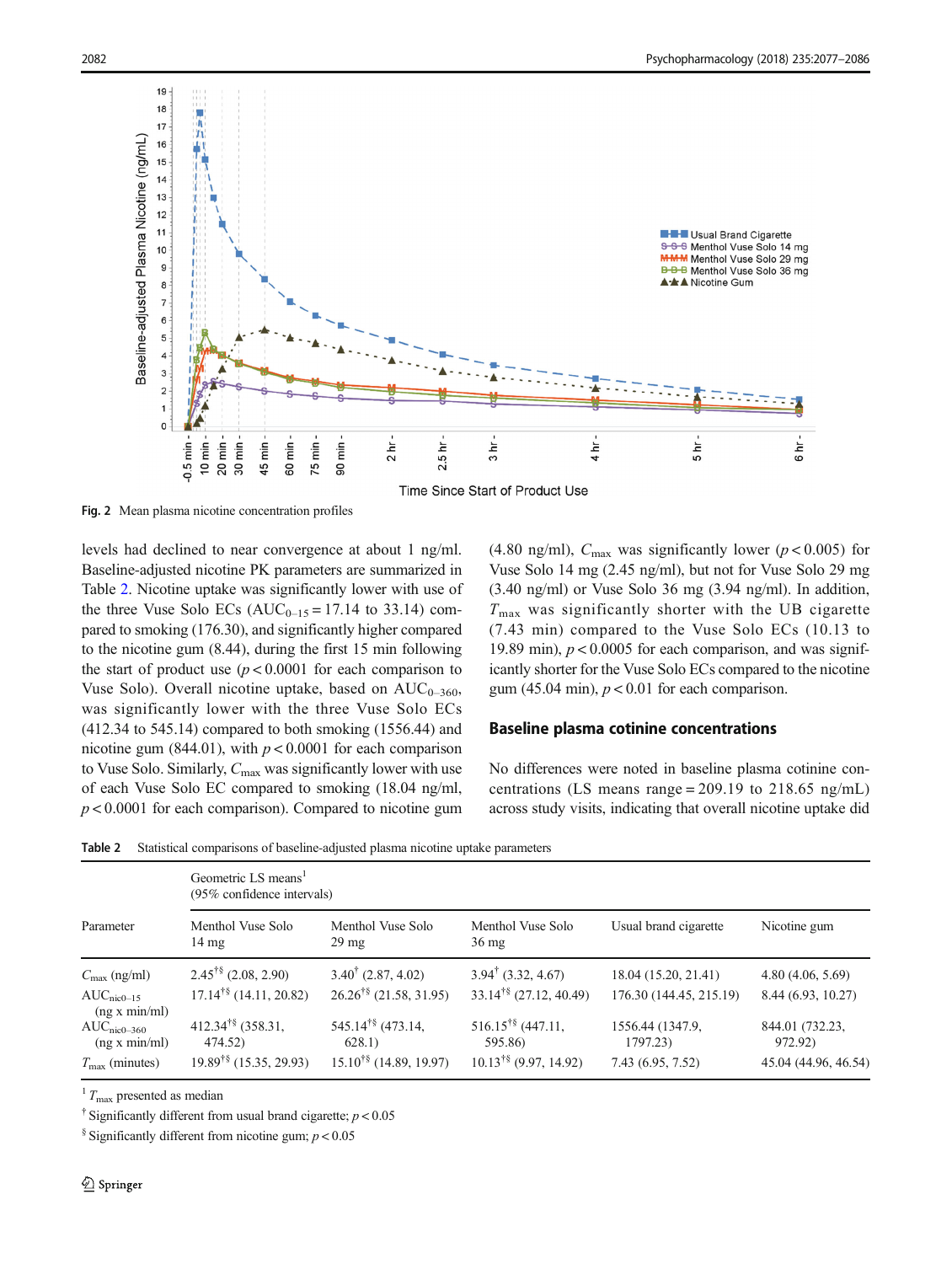Baseline-adjusted Plasma Nicotine (ng/mL)

19
18
17
16
15
14
13
12
11
10
9
8
7
6
5
4
3
2
1
0

Usual Brand Cigarette
Menthol Vuse Solo 14 mg
Menthol Vuse Solo 29 mg
Menthol Vuse Solo 36 mg
Nicotine Gum

-0.5 min
10 min
20 min
30 min
45 min
60 min
75 min
90 min
2 hr
2.5 hr
3 hr
4 hr
5 hr
6 hr

Time Since Start of Product Use

**Fig. 2** Mean plasma nicotine concentration profiles

levels had declined to near convergence at about 1 ng/ml. Baseline-adjusted nicotine PK parameters are summarized in Table 2. Nicotine uptake was significantly lower with use of the three Vuse Solo ECs ($AUC_{0-15}$ = 17.14 to 33.14) compared to smoking (176.30), and significantly higher compared to the nicotine gum (8.44), during the first 15 min following the start of product use ($p < 0.0001$ for each comparison to Vuse Solo). Overall nicotine uptake, based on $AUC_{0-360}$, was significantly lower with the three Vuse Solo ECs (412.34 to 545.14) compared to both smoking (1556.44) and nicotine gum (844.01), with $p < 0.0001$ for each comparison to Vuse Solo. Similarly, $C_{max}$ was significantly lower with use of each Vuse Solo EC compared to smoking (18.04 ng/ml, $p < 0.0001$ for each comparison). Compared to nicotine gum (4.80 ng/ml), $C_{max}$ was significantly lower ($p < 0.005$) for Vuse Solo 14 mg (2.45 ng/ml), but not for Vuse Solo 29 mg (3.40 ng/ml) or Vuse Solo 36 mg (3.94 ng/ml). In addition, $T_{max}$ was significantly shorter with the UB cigarette (7.43 min) compared to the Vuse Solo ECs (10.13 to 19.89 min), $p < 0.0005$ for each comparison, and was significantly shorter for the Vuse Solo ECs compared to the nicotine gum (45.04 min), $p < 0.01$ for each comparison.

## Baseline plasma cotinine concentrations

No differences were noted in baseline plasma cotinine concentrations (LS means range = 209.19 to 218.65 ng/mL) across study visits, indicating that overall nicotine uptake did

**Table 2** Statistical comparisons of baseline-adjusted plasma nicotine uptake parameters

| Parameter | Geometric LS means[1] (95% confidence intervals) | | | | |
|---|---|---|---|---|---|
| | Menthol Vuse Solo 14 mg | Menthol Vuse Solo 29 mg | Menthol Vuse Solo 36 mg | Usual brand cigarette | Nicotine gum |
| $C_{max}$ (ng/ml) | 2.45[†§] (2.08, 2.90) | 3.40[†] (2.87, 4.02) | 3.94[†] (3.32, 4.67) | 18.04 (15.20, 21.41) | 4.80 (4.06, 5.69) |
| $AUC_{nic0-15}$ (ng x min/ml) | 17.14[†§] (14.11, 20.82) | 26.26[†§] (21.58, 31.95) | 33.14[†§] (27.12, 40.49) | 176.30 (144.45, 215.19) | 8.44 (6.93, 10.27) |
| $AUC_{nic0-360}$ (ng x min/ml) | 412.34[†§] (358.31, 474.52) | 545.14[†§] (473.14, 628.1) | 516.15[†§] (447.11, 595.86) | 1556.44 (1347.9, 1797.23) | 844.01 (732.23, 972.92) |
| $T_{max}$ (minutes) | 19.89[†§] (15.35, 29.93) | 15.10[†§] (14.89, 19.97) | 10.13[†§] (9.97, 14.92) | 7.43 (6.95, 7.52) | 45.04 (44.96, 46.54) |

[1] $T_{max}$ presented as median

[†] Significantly different from usual brand cigarette; $p < 0.05$

[§] Significantly different from nicotine gum; $p < 0.05$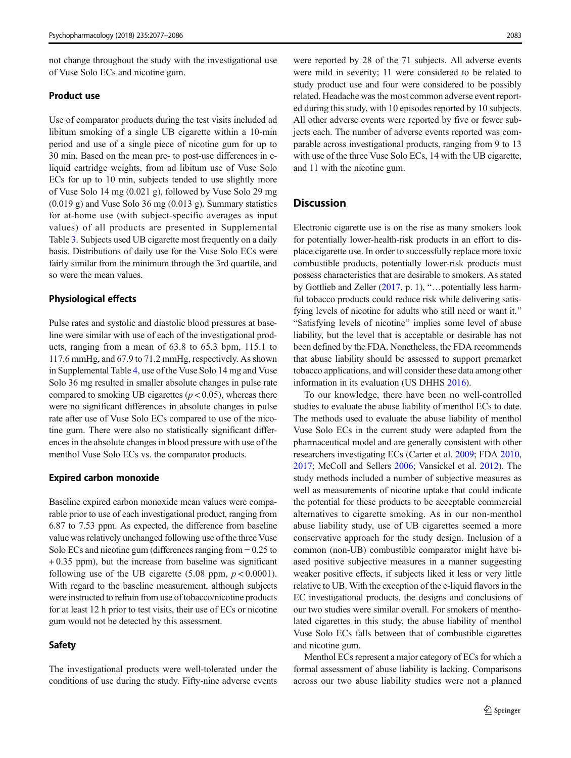not change throughout the study with the investigational use of Vuse Solo ECs and nicotine gum.

### Product use

Use of comparator products during the test visits included ad libitum smoking of a single UB cigarette within a 10-min period and use of a single piece of nicotine gum for up to 30 min. Based on the mean pre- to post-use differences in e-liquid cartridge weights, from ad libitum use of Vuse Solo ECs for up to 10 min, subjects tended to use slightly more of Vuse Solo 14 mg (0.021 g), followed by Vuse Solo 29 mg (0.019 g) and Vuse Solo 36 mg (0.013 g). Summary statistics for at-home use (with subject-specific averages as input values) of all products are presented in Supplemental Table 3. Subjects used UB cigarette most frequently on a daily basis. Distributions of daily use for the Vuse Solo ECs were fairly similar from the minimum through the 3rd quartile, and so were the mean values.

### Physiological effects

Pulse rates and systolic and diastolic blood pressures at baseline were similar with use of each of the investigational products, ranging from a mean of 63.8 to 65.3 bpm, 115.1 to 117.6 mmHg, and 67.9 to 71.2 mmHg, respectively. As shown in Supplemental Table 4, use of the Vuse Solo 14 mg and Vuse Solo 36 mg resulted in smaller absolute changes in pulse rate compared to smoking UB cigarettes ($p < 0.05$), whereas there were no significant differences in absolute changes in pulse rate after use of Vuse Solo ECs compared to use of the nicotine gum. There were also no statistically significant differences in the absolute changes in blood pressure with use of the menthol Vuse Solo ECs vs. the comparator products.

### Expired carbon monoxide

Baseline expired carbon monoxide mean values were comparable prior to use of each investigational product, ranging from 6.87 to 7.53 ppm. As expected, the difference from baseline value was relatively unchanged following use of the three Vuse Solo ECs and nicotine gum (differences ranging from − 0.25 to + 0.35 ppm), but the increase from baseline was significant following use of the UB cigarette (5.08 ppm, $p < 0.0001$). With regard to the baseline measurement, although subjects were instructed to refrain from use of tobacco/nicotine products for at least 12 h prior to test visits, their use of ECs or nicotine gum would not be detected by this assessment.

### Safety

The investigational products were well-tolerated under the conditions of use during the study. Fifty-nine adverse events were reported by 28 of the 71 subjects. All adverse events were mild in severity; 11 were considered to be related to study product use and four were considered to be possibly related. Headache was the most common adverse event reported during this study, with 10 episodes reported by 10 subjects. All other adverse events were reported by five or fewer subjects each. The number of adverse events reported was comparable across investigational products, ranging from 9 to 13 with use of the three Vuse Solo ECs, 14 with the UB cigarette, and 11 with the nicotine gum.

## Discussion

Electronic cigarette use is on the rise as many smokers look for potentially lower-health-risk products in an effort to displace cigarette use. In order to successfully replace more toxic combustible products, potentially lower-risk products must possess characteristics that are desirable to smokers. As stated by Gottlieb and Zeller (2017, p. 1), "…potentially less harmful tobacco products could reduce risk while delivering satisfying levels of nicotine for adults who still need or want it." "Satisfying levels of nicotine" implies some level of abuse liability, but the level that is acceptable or desirable has not been defined by the FDA. Nonetheless, the FDA recommends that abuse liability should be assessed to support premarket tobacco applications, and will consider these data among other information in its evaluation (US DHHS 2016).

To our knowledge, there have been no well-controlled studies to evaluate the abuse liability of menthol ECs to date. The methods used to evaluate the abuse liability of menthol Vuse Solo ECs in the current study were adapted from the pharmaceutical model and are generally consistent with other researchers investigating ECs (Carter et al. 2009; FDA 2010, 2017; McColl and Sellers 2006; Vansickel et al. 2012). The study methods included a number of subjective measures as well as measurements of nicotine uptake that could indicate the potential for these products to be acceptable commercial alternatives to cigarette smoking. As in our non-menthol abuse liability study, use of UB cigarettes seemed a more conservative approach for the study design. Inclusion of a common (non-UB) combustible comparator might have biased positive subjective measures in a manner suggesting weaker positive effects, if subjects liked it less or very little relative to UB. With the exception of the e-liquid flavors in the EC investigational products, the designs and conclusions of our two studies were similar overall. For smokers of mentholated cigarettes in this study, the abuse liability of menthol Vuse Solo ECs falls between that of combustible cigarettes and nicotine gum.

Menthol ECs represent a major category of ECs for which a formal assessment of abuse liability is lacking. Comparisons across our two abuse liability studies were not a planned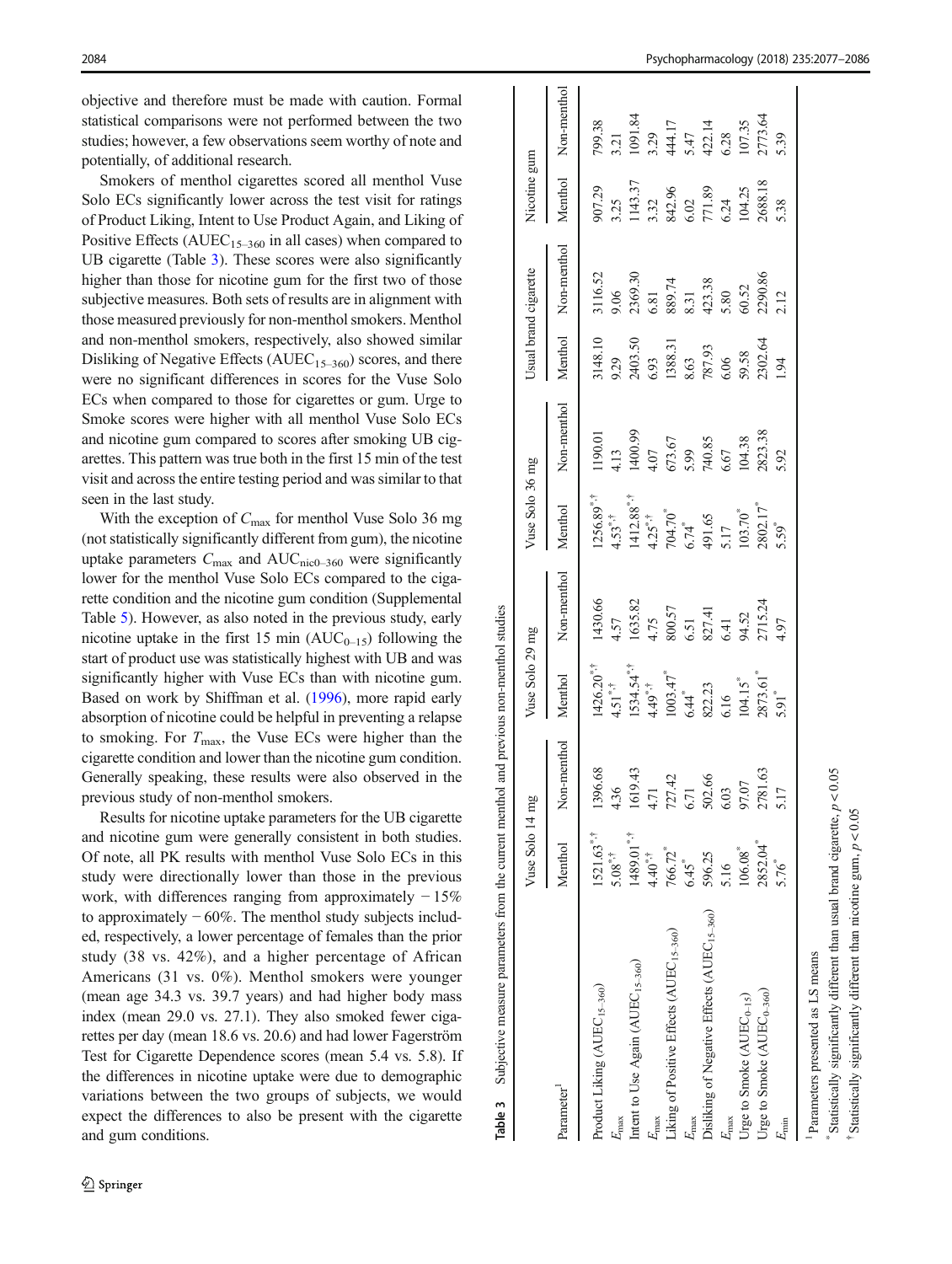objective and therefore must be made with caution. Formal statistical comparisons were not performed between the two studies; however, a few observations seem worthy of note and potentially, of additional research.

Smokers of menthol cigarettes scored all menthol Vuse Solo ECs significantly lower across the test visit for ratings of Product Liking, Intent to Use Product Again, and Liking of Positive Effects ($AUEC_{15-360}$ in all cases) when compared to UB cigarette (Table 3). These scores were also significantly higher than those for nicotine gum for the first two of those subjective measures. Both sets of results are in alignment with those measured previously for non-menthol smokers. Menthol and non-menthol smokers, respectively, also showed similar Disliking of Negative Effects ($AUEC_{15-360}$) scores, and there were no significant differences in scores for the Vuse Solo ECs when compared to those for cigarettes or gum. Urge to Smoke scores were higher with all menthol Vuse Solo ECs and nicotine gum compared to scores after smoking UB cigarettes. This pattern was true both in the first 15 min of the test visit and across the entire testing period and was similar to that seen in the last study.

With the exception of $C_{max}$ for menthol Vuse Solo 36 mg (not statistically significantly different from gum), the nicotine uptake parameters $C_{max}$ and $AUC_{nic0-360}$ were significantly lower for the menthol Vuse Solo ECs compared to the cigarette condition and the nicotine gum condition (Supplemental Table 5). However, as also noted in the previous study, early nicotine uptake in the first 15 min ($AUC_{0-15}$) following the start of product use was statistically highest with UB and was significantly higher with Vuse ECs than with nicotine gum. Based on work by Shiffman et al. (1996), more rapid early absorption of nicotine could be helpful in preventing a relapse to smoking. For $T_{max}$, the Vuse ECs were higher than the cigarette condition and lower than the nicotine gum condition. Generally speaking, these results were also observed in the previous study of non-menthol smokers.

Results for nicotine uptake parameters for the UB cigarette and nicotine gum were generally consistent in both studies. Of note, all PK results with menthol Vuse Solo ECs in this study were directionally lower than those in the previous work, with differences ranging from approximately −15% to approximately −60%. The menthol study subjects included, respectively, a lower percentage of females than the prior study (38 vs. 42%), and a higher percentage of African Americans (31 vs. 0%). Menthol smokers were younger (mean age 34.3 vs. 39.7 years) and had higher body mass index (mean 29.0 vs. 27.1). They also smoked fewer cigarettes per day (mean 18.6 vs. 20.6) and had lower Fagerström Test for Cigarette Dependence scores (mean 5.4 vs. 5.8). If the differences in nicotine uptake were due to demographic variations between the two groups of subjects, we would expect the differences to also be present with the cigarette and gum conditions.

**Table 3** Subjective measure parameters from the current menthol and previous non-menthol studies

| Parameter[1] | Vuse Solo 14 mg | | Vuse Solo 29 mg | | Vuse Solo 36 mg | | Usual brand cigarette | | Nicotine gum | |
|---|---|---|---|---|---|---|---|---|---|---|
| | Menthol | Non-menthol | Menthol | Non-menthol | Menthol | Non-menthol | Menthol | Non-menthol | Menthol | Non-menthol |
| Product Liking ($AUEC_{15-360}$) | 1521.63*,† | 1396.68 | 1426.20*,† | 1430.66 | 1256.89*,† | 1190.01 | 3148.10 | 3116.52 | 907.29 | 799.38 |
| $E_{max}$ | 5.08*,† | 4.36 | 4.51*,† | 4.57 | 4.53*,† | 4.13 | 9.29 | 9.06 | 3.25 | 3.21 |
| Intent to Use Again ($AUEC_{15-360}$) | 1489.01*,† | 1619.43 | 1534.54*,† | 1635.82 | 1412.88*,† | 1400.99 | 2403.50 | 2369.30 | 1143.37 | 1091.84 |
| $E_{max}$ | 4.40*,† | 4.71 | 4.49*,† | 4.75 | 4.25*,† | 4.07 | 6.93 | 6.81 | 3.32 | 3.29 |
| Liking of Positive Effects ($AUEC_{15-360}$) | 766.72* | 727.42 | 1003.47* | 800.57 | 704.70* | 673.67 | 1388.31 | 889.74 | 842.96 | 444.17 |
| $E_{max}$ | 6.45* | 6.71 | 6.44* | 6.51 | 6.74* | 5.99 | 8.63 | 8.31 | 6.02 | 5.47 |
| Disliking of Negative Effects ($AUEC_{15-360}$) | 596.25 | 502.66 | 822.23 | 827.41 | 491.65 | 740.85 | 787.93 | 423.38 | 771.89 | 422.14 |
| $E_{max}$ | 5.16 | 6.03 | 6.16 | 6.41 | 5.17 | 6.67 | 6.06 | 5.80 | 6.24 | 6.28 |
| Urge to Smoke ($AUEC_{0-15}$) | 106.08* | 97.07 | 104.15* | 94.52 | 103.70* | 104.38 | 59.58 | 60.52 | 104.25 | 107.35 |
| Urge to Smoke ($AUEC_{0-360}$) | 2852.04* | 2781.63 | 2873.61* | 2715.24 | 2802.17* | 2823.38 | 2302.64 | 2290.86 | 2688.18 | 2773.64 |
| $E_{min}$ | 5.76* | 5.17 | 5.91* | 4.97 | 5.59* | 5.92 | 1.94 | 2.12 | 5.38 | 5.39 |

[1] Parameters presented as LS means

\* Statistically significantly different than usual brand cigarette, $p < 0.05$

† Statistically significantly different than nicotine gum, $p < 0.05$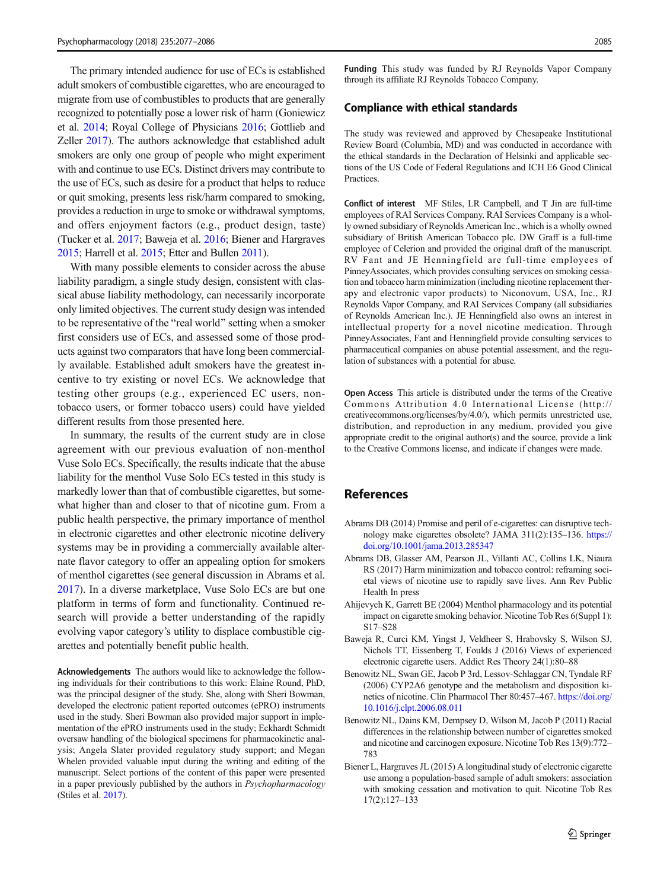The primary intended audience for use of ECs is established adult smokers of combustible cigarettes, who are encouraged to migrate from use of combustibles to products that are generally recognized to potentially pose a lower risk of harm (Goniewicz et al. 2014; Royal College of Physicians 2016; Gottlieb and Zeller 2017). The authors acknowledge that established adult smokers are only one group of people who might experiment with and continue to use ECs. Distinct drivers may contribute to the use of ECs, such as desire for a product that helps to reduce or quit smoking, presents less risk/harm compared to smoking, provides a reduction in urge to smoke or withdrawal symptoms, and offers enjoyment factors (e.g., product design, taste) (Tucker et al. 2017; Baweja et al. 2016; Biener and Hargraves 2015; Harrell et al. 2015; Etter and Bullen 2011).

With many possible elements to consider across the abuse liability paradigm, a single study design, consistent with classical abuse liability methodology, can necessarily incorporate only limited objectives. The current study design was intended to be representative of the "real world" setting when a smoker first considers use of ECs, and assessed some of those products against two comparators that have long been commercially available. Established adult smokers have the greatest incentive to try existing or novel ECs. We acknowledge that testing other groups (e.g., experienced EC users, non-tobacco users, or former tobacco users) could have yielded different results from those presented here.

In summary, the results of the current study are in close agreement with our previous evaluation of non-menthol Vuse Solo ECs. Specifically, the results indicate that the abuse liability for the menthol Vuse Solo ECs tested in this study is markedly lower than that of combustible cigarettes, but somewhat higher than and closer to that of nicotine gum. From a public health perspective, the primary importance of menthol in electronic cigarettes and other electronic nicotine delivery systems may be in providing a commercially available alternate flavor category to offer an appealing option for smokers of menthol cigarettes (see general discussion in Abrams et al. 2017). In a diverse marketplace, Vuse Solo ECs are but one platform in terms of form and functionality. Continued research will provide a better understanding of the rapidly evolving vapor category's utility to displace combustible cigarettes and potentially benefit public health.

**Acknowledgements** The authors would like to acknowledge the following individuals for their contributions to this work: Elaine Round, PhD, was the principal designer of the study. She, along with Sheri Bowman, developed the electronic patient reported outcomes (ePRO) instruments used in the study. Sheri Bowman also provided major support in implementation of the ePRO instruments used in the study; Eckhardt Schmidt oversaw handling of the biological specimens for pharmacokinetic analysis; Angela Slater provided regulatory study support; and Megan Whelen provided valuable input during the writing and editing of the manuscript. Select portions of the content of this paper were presented in a paper previously published by the authors in *Psychopharmacology* (Stiles et al. 2017).

**Funding** This study was funded by RJ Reynolds Vapor Company through its affiliate RJ Reynolds Tobacco Company.

## Compliance with ethical standards

The study was reviewed and approved by Chesapeake Institutional Review Board (Columbia, MD) and was conducted in accordance with the ethical standards in the Declaration of Helsinki and applicable sections of the US Code of Federal Regulations and ICH E6 Good Clinical Practices.

**Conflict of interest** MF Stiles, LR Campbell, and T Jin are full-time employees of RAI Services Company. RAI Services Company is a wholly owned subsidiary of Reynolds American Inc., which is a wholly owned subsidiary of British American Tobacco plc. DW Graff is a full-time employee of Celerion and provided the original draft of the manuscript. RV Fant and JE Henningfield are full-time employees of PinneyAssociates, which provides consulting services on smoking cessation and tobacco harm minimization (including nicotine replacement therapy and electronic vapor products) to Niconovum, USA, Inc., RJ Reynolds Vapor Company, and RAI Services Company (all subsidiaries of Reynolds American Inc.). JE Henningfield also owns an interest in intellectual property for a novel nicotine medication. Through PinneyAssociates, Fant and Henningfield provide consulting services to pharmaceutical companies on abuse potential assessment, and the regulation of substances with a potential for abuse.

**Open Access** This article is distributed under the terms of the Creative Commons Attribution 4.0 International License (http://creativecommons.org/licenses/by/4.0/), which permits unrestricted use, distribution, and reproduction in any medium, provided you give appropriate credit to the original author(s) and the source, provide a link to the Creative Commons license, and indicate if changes were made.

## References

Abrams DB (2014) Promise and peril of e-cigarettes: can disruptive technology make cigarettes obsolete? JAMA 311(2):135–136. https://doi.org/10.1001/jama.2013.285347

Abrams DB, Glasser AM, Pearson JL, Villanti AC, Collins LK, Niaura RS (2017) Harm minimization and tobacco control: reframing societal views of nicotine use to rapidly save lives. Ann Rev Public Health In press

Ahijevych K, Garrett BE (2004) Menthol pharmacology and its potential impact on cigarette smoking behavior. Nicotine Tob Res 6(Suppl 1): S17–S28

Baweja R, Curci KM, Yingst J, Veldheer S, Hrabovsky S, Wilson SJ, Nichols TT, Eissenberg T, Foulds J (2016) Views of experienced electronic cigarette users. Addict Res Theory 24(1):80–88

Benowitz NL, Swan GE, Jacob P 3rd, Lessov-Schlaggar CN, Tyndale RF (2006) CYP2A6 genotype and the metabolism and disposition kinetics of nicotine. Clin Pharmacol Ther 80:457–467. https://doi.org/10.1016/j.clpt.2006.08.011

Benowitz NL, Dains KM, Dempsey D, Wilson M, Jacob P (2011) Racial differences in the relationship between number of cigarettes smoked and nicotine and carcinogen exposure. Nicotine Tob Res 13(9):772–783

Biener L, Hargraves JL (2015) A longitudinal study of electronic cigarette use among a population-based sample of adult smokers: association with smoking cessation and motivation to quit. Nicotine Tob Res 17(2):127–133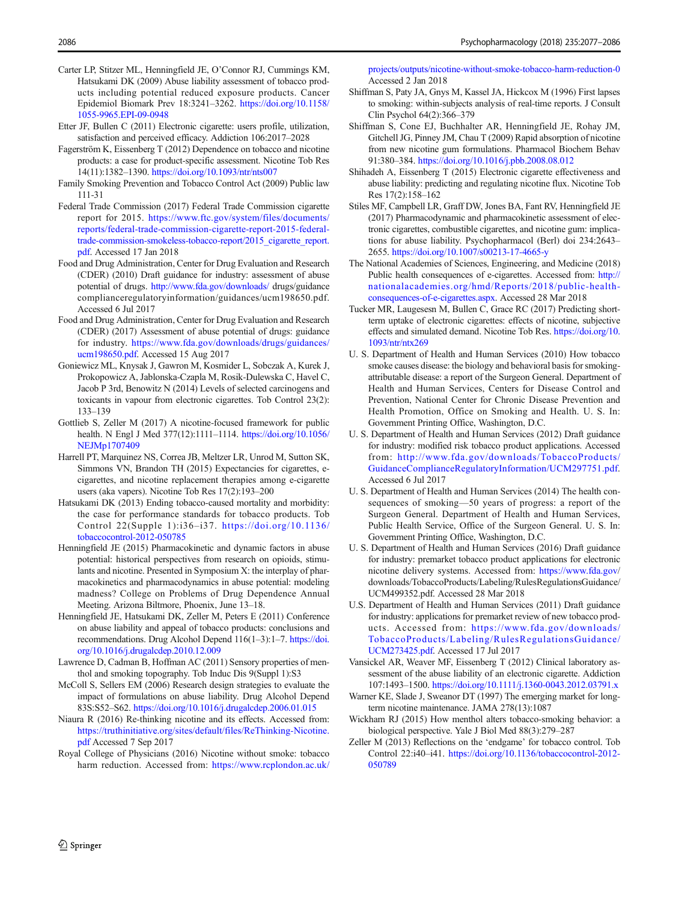Carter LP, Stitzer ML, Henningfield JE, O'Connor RJ, Cummings KM, Hatsukami DK (2009) Abuse liability assessment of tobacco products including potential reduced exposure products. Cancer Epidemiol Biomark Prev 18:3241–3262. https://doi.org/10.1158/1055-9965.EPI-09-0948

Etter JF, Bullen C (2011) Electronic cigarette: users profile, utilization, satisfaction and perceived efficacy. Addiction 106:2017–2028

Fagerström K, Eissenberg T (2012) Dependence on tobacco and nicotine products: a case for product-specific assessment. Nicotine Tob Res 14(11):1382–1390. https://doi.org/10.1093/ntr/nts007

Family Smoking Prevention and Tobacco Control Act (2009) Public law 111-31

Federal Trade Commission (2017) Federal Trade Commission cigarette report for 2015. https://www.ftc.gov/system/files/documents/reports/federal-trade-commission-cigarette-report-2015-federal-trade-commission-smokeless-tobacco-report/2015_cigarette_report.pdf. Accessed 17 Jan 2018

Food and Drug Administration, Center for Drug Evaluation and Research (CDER) (2010) Draft guidance for industry: assessment of abuse potential of drugs. http://www.fda.gov/downloads/ drugs/guidancecomplianceregulatoryinformation/guidances/ucm198650.pdf. Accessed 6 Jul 2017

Food and Drug Administration, Center for Drug Evaluation and Research (CDER) (2017) Assessment of abuse potential of drugs: guidance for industry. https://www.fda.gov/downloads/drugs/guidances/ucm198650.pdf. Accessed 15 Aug 2017

Goniewicz ML, Knysak J, Gawron M, Kosmider L, Sobczak A, Kurek J, Prokopowicz A, Jablonska-Czapla M, Rosik-Dulewska C, Havel C, Jacob P 3rd, Benowitz N (2014) Levels of selected carcinogens and toxicants in vapour from electronic cigarettes. Tob Control 23(2):133–139

Gottlieb S, Zeller M (2017) A nicotine-focused framework for public health. N Engl J Med 377(12):1111–1114. https://doi.org/10.1056/NEJMp1707409

Harrell PT, Marquinez NS, Correa JB, Meltzer LR, Unrod M, Sutton SK, Simmons VN, Brandon TH (2015) Expectancies for cigarettes, e-cigarettes, and nicotine replacement therapies among e-cigarette users (aka vapers). Nicotine Tob Res 17(2):193–200

Hatsukami DK (2013) Ending tobacco-caused mortality and morbidity: the case for performance standards for tobacco products. Tob Control 22(Supple 1):i36–i37. https://doi.org/10.1136/tobaccocontrol-2012-050785

Henningfield JE (2015) Pharmacokinetic and dynamic factors in abuse potential: historical perspectives from research on opioids, stimulants and nicotine. Presented in Symposium X: the interplay of pharmacokinetics and pharmacodynamics in abuse potential: modeling madness? College on Problems of Drug Dependence Annual Meeting. Arizona Biltmore, Phoenix, June 13–18.

Henningfield JE, Hatsukami DK, Zeller M, Peters E (2011) Conference on abuse liability and appeal of tobacco products: conclusions and recommendations. Drug Alcohol Depend 116(1–3):1–7. https://doi.org/10.1016/j.drugalcdep.2010.12.009

Lawrence D, Cadman B, Hoffman AC (2011) Sensory properties of menthol and smoking topography. Tob Induc Dis 9(Suppl 1):S3

McColl S, Sellers EM (2006) Research design strategies to evaluate the impact of formulations on abuse liability. Drug Alcohol Depend 83S:S52–S62. https://doi.org/10.1016/j.drugalcdep.2006.01.015

Niaura R (2016) Re-thinking nicotine and its effects. Accessed from: https://truthinitiative.org/sites/default/files/ReThinking-Nicotine.pdf Accessed 7 Sep 2017

Royal College of Physicians (2016) Nicotine without smoke: tobacco harm reduction. Accessed from: https://www.rcplondon.ac.uk/projects/outputs/nicotine-without-smoke-tobacco-harm-reduction-0 Accessed 2 Jan 2018

Shiffman S, Paty JA, Gnys M, Kassel JA, Hickcox M (1996) First lapses to smoking: within-subjects analysis of real-time reports. J Consult Clin Psychol 64(2):366–379

Shiffman S, Cone EJ, Buchhalter AR, Henningfield JE, Rohay JM, Gitchell JG, Pinney JM, Chau T (2009) Rapid absorption of nicotine from new nicotine gum formulations. Pharmacol Biochem Behav 91:380–384. https://doi.org/10.1016/j.pbb.2008.08.012

Shihadeh A, Eissenberg T (2015) Electronic cigarette effectiveness and abuse liability: predicting and regulating nicotine flux. Nicotine Tob Res 17(2):158–162

Stiles MF, Campbell LR, Graff DW, Jones BA, Fant RV, Henningfield JE (2017) Pharmacodynamic and pharmacokinetic assessment of electronic cigarettes, combustible cigarettes, and nicotine gum: implications for abuse liability. Psychopharmacol (Berl) doi 234:2643–2655. https://doi.org/10.1007/s00213-17-4665-y

The National Academies of Sciences, Engineering, and Medicine (2018) Public health consequences of e-cigarettes. Accessed from: http://nationalacademies.org/hmd/Reports/2018/public-health-consequences-of-e-cigarettes.aspx. Accessed 28 Mar 2018

Tucker MR, Laugesesn M, Bullen C, Grace RC (2017) Predicting short-term uptake of electronic cigarettes: effects of nicotine, subjective effects and simulated demand. Nicotine Tob Res. https://doi.org/10.1093/ntr/ntx269

U. S. Department of Health and Human Services (2010) How tobacco smoke causes disease: the biology and behavioral basis for smoking-attributable disease: a report of the Surgeon General. Department of Health and Human Services, Centers for Disease Control and Prevention, National Center for Chronic Disease Prevention and Health Promotion, Office on Smoking and Health. U. S. In: Government Printing Office, Washington, D.C.

U. S. Department of Health and Human Services (2012) Draft guidance for industry: modified risk tobacco product applications. Accessed from: http://www.fda.gov/downloads/TobaccoProducts/GuidanceComplianceRegulatoryInformation/UCM297751.pdf. Accessed 6 Jul 2017

U. S. Department of Health and Human Services (2014) The health consequences of smoking—50 years of progress: a report of the Surgeon General. Department of Health and Human Services, Public Health Service, Office of the Surgeon General. U. S. In: Government Printing Office, Washington, D.C.

U. S. Department of Health and Human Services (2016) Draft guidance for industry: premarket tobacco product applications for electronic nicotine delivery systems. Accessed from: https://www.fda.gov/downloads/TobaccoProducts/Labeling/RulesRegulationsGuidance/UCM499352.pdf. Accessed 28 Mar 2018

U.S. Department of Health and Human Services (2011) Draft guidance for industry: applications for premarket review of new tobacco products. Accessed from: https://www.fda.gov/downloads/TobaccoProducts/Labeling/RulesRegulationsGuidance/UCM273425.pdf. Accessed 17 Jul 2017

Vansickel AR, Weaver MF, Eissenberg T (2012) Clinical laboratory assessment of the abuse liability of an electronic cigarette. Addiction 107:1493–1500. https://doi.org/10.1111/j.1360-0043.2012.03791.x

Warner KE, Slade J, Sweanor DT (1997) The emerging market for long-term nicotine maintenance. JAMA 278(13):1087

Wickham RJ (2015) How menthol alters tobacco-smoking behavior: a biological perspective. Yale J Biol Med 88(3):279–287

Zeller M (2013) Reflections on the 'endgame' for tobacco control. Tob Control 22:i40–i41. https://doi.org/10.1136/tobaccocontrol-2012-050789